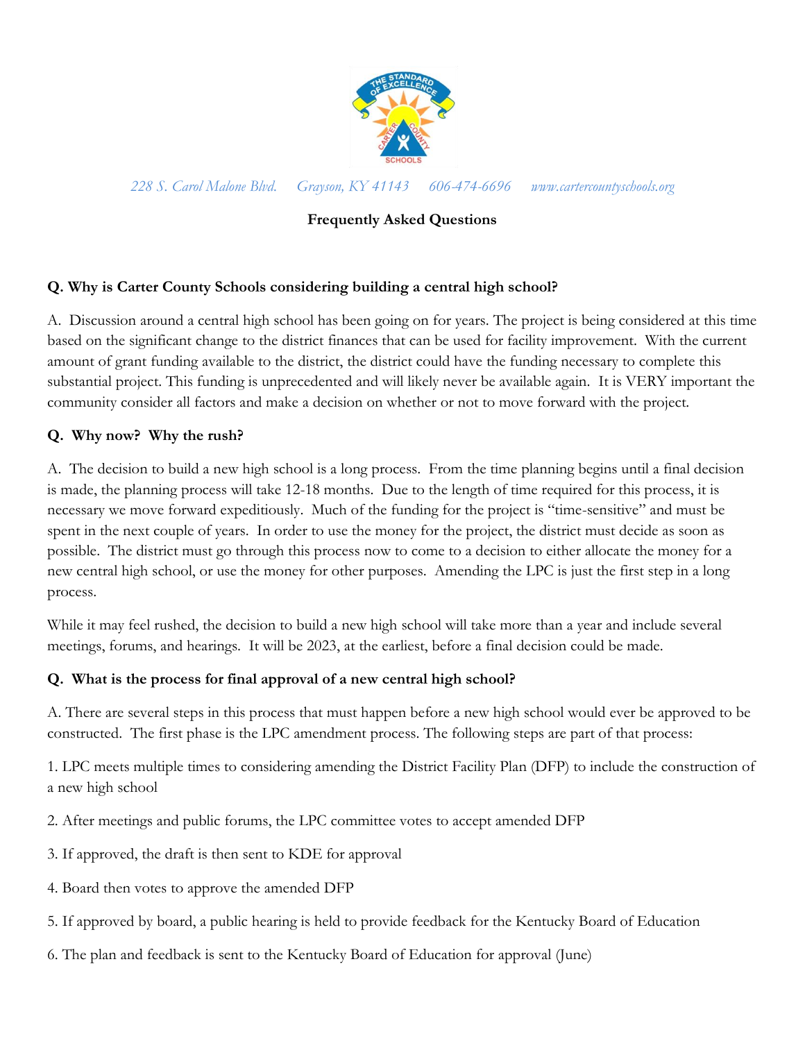228 S. Carol Malone Blvd. Grayson, KY 41143 606-474-6696 www.cartercountyschools.org

## Frequently Asked Questions

**Q. Why is Carter County Schools considering building a central high school?**

A. Discussion around a central high school has been going on for years. The project is being considered at this time based on the significant change to the district finances that can be used for facility improvement. With the current amount of grant funding available to the district, the district could have the funding necessary to complete this substantial project. This funding is unprecedented and will likely never be available again. It is VERY important the community consider all factors and make a decision on whether or not to move forward with the project.

**Q. Why now? Why the rush?**

A. The decision to build a new high school is a long process. From the time planning begins until a final decision is made, the planning process will take 12-18 months. Due to the length of time required for this process, it is necessary we move forward expeditiously. Much of the funding for the project is "time-sensitive" and must be spent in the next couple of years. In order to use the money for the project, the district must decide as soon as possible. The district must go through this process now to come to a decision to either allocate the money for a new central high school, or use the money for other purposes. Amending the LPC is just the first step in a long process.

While it may feel rushed, the decision to build a new high school will take more than a year and include several meetings, forums, and hearings. It will be 2023, at the earliest, before a final decision could be made.

**Q. What is the process for final approval of a new central high school?**

A. There are several steps in this process that must happen before a new high school would ever be approved to be constructed. The first phase is the LPC amendment process. The following steps are part of that process:

1. LPC meets multiple times to considering amending the District Facility Plan (DFP) to include the construction of a new high school

2. After meetings and public forums, the LPC committee votes to accept amended DFP

3. If approved, the draft is then sent to KDE for approval

4. Board then votes to approve the amended DFP

5. If approved by board, a public hearing is held to provide feedback for the Kentucky Board of Education

6. The plan and feedback is sent to the Kentucky Board of Education for approval (June)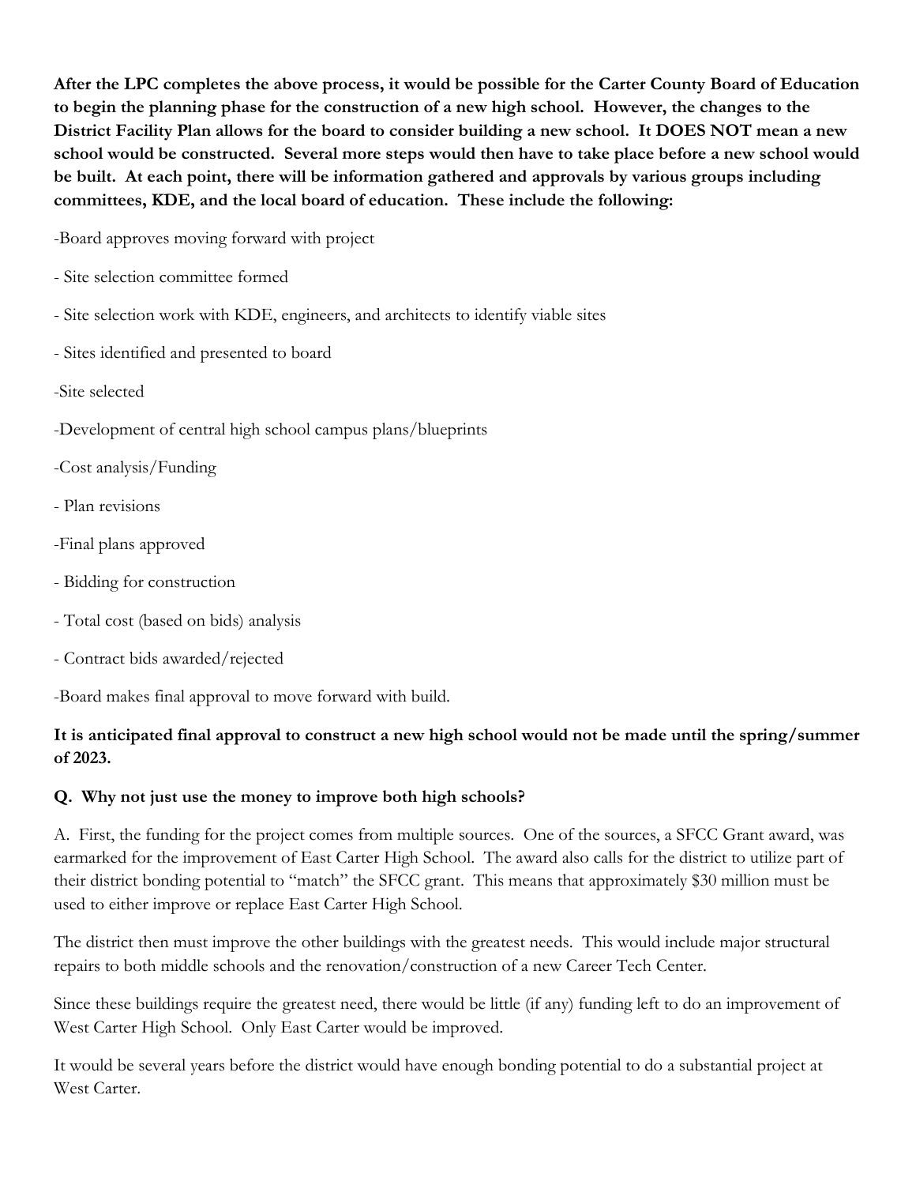**After the LPC completes the above process, it would be possible for the Carter County Board of Education to begin the planning phase for the construction of a new high school. However, the changes to the District Facility Plan allows for the board to consider building a new school. It DOES NOT mean a new school would be constructed. Several more steps would then have to take place before a new school would be built. At each point, there will be information gathered and approvals by various groups including committees, KDE, and the local board of education. These include the following:**

-Board approves moving forward with project

- Site selection committee formed

- Site selection work with KDE, engineers, and architects to identify viable sites

- Sites identified and presented to board

-Site selected

-Development of central high school campus plans/blueprints

-Cost analysis/Funding

- Plan revisions

-Final plans approved

- Bidding for construction

- Total cost (based on bids) analysis

- Contract bids awarded/rejected

-Board makes final approval to move forward with build.

**It is anticipated final approval to construct a new high school would not be made until the spring/summer of 2023.**

**Q. Why not just use the money to improve both high schools?**

A. First, the funding for the project comes from multiple sources. One of the sources, a SFCC Grant award, was earmarked for the improvement of East Carter High School. The award also calls for the district to utilize part of their district bonding potential to "match" the SFCC grant. This means that approximately $30 million must be used to either improve or replace East Carter High School.

The district then must improve the other buildings with the greatest needs. This would include major structural repairs to both middle schools and the renovation/construction of a new Career Tech Center.

Since these buildings require the greatest need, there would be little (if any) funding left to do an improvement of West Carter High School. Only East Carter would be improved.

It would be several years before the district would have enough bonding potential to do a substantial project at West Carter.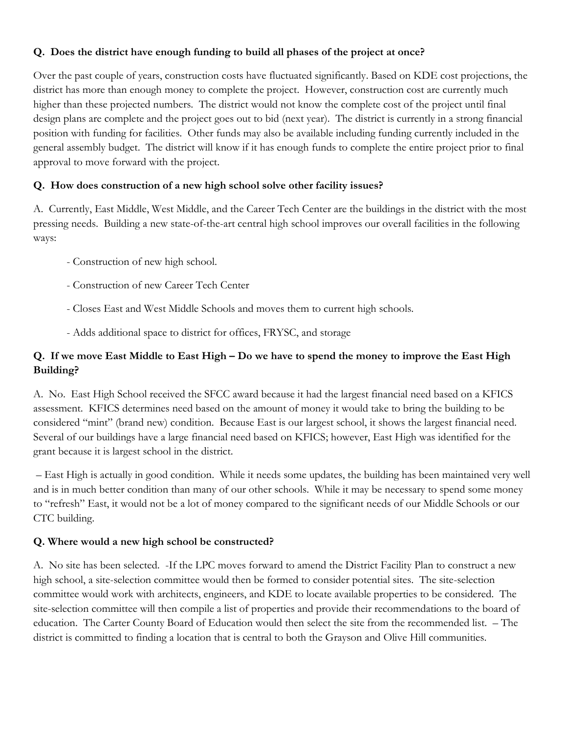**Q. Does the district have enough funding to build all phases of the project at once?**

Over the past couple of years, construction costs have fluctuated significantly. Based on KDE cost projections, the district has more than enough money to complete the project. However, construction cost are currently much higher than these projected numbers. The district would not know the complete cost of the project until final design plans are complete and the project goes out to bid (next year). The district is currently in a strong financial position with funding for facilities. Other funds may also be available including funding currently included in the general assembly budget. The district will know if it has enough funds to complete the entire project prior to final approval to move forward with the project.

**Q. How does construction of a new high school solve other facility issues?**

A. Currently, East Middle, West Middle, and the Career Tech Center are the buildings in the district with the most pressing needs. Building a new state-of-the-art central high school improves our overall facilities in the following ways:

- Construction of new high school.
- Construction of new Career Tech Center
- Closes East and West Middle Schools and moves them to current high schools.
- Adds additional space to district for offices, FRYSC, and storage

**Q. If we move East Middle to East High – Do we have to spend the money to improve the East High Building?**

A. No. East High School received the SFCC award because it had the largest financial need based on a KFICS assessment. KFICS determines need based on the amount of money it would take to bring the building to be considered "mint" (brand new) condition. Because East is our largest school, it shows the largest financial need. Several of our buildings have a large financial need based on KFICS; however, East High was identified for the grant because it is largest school in the district.

– East High is actually in good condition. While it needs some updates, the building has been maintained very well and is in much better condition than many of our other schools. While it may be necessary to spend some money to "refresh" East, it would not be a lot of money compared to the significant needs of our Middle Schools or our CTC building.

**Q. Where would a new high school be constructed?**

A. No site has been selected. -If the LPC moves forward to amend the District Facility Plan to construct a new high school, a site-selection committee would then be formed to consider potential sites. The site-selection committee would work with architects, engineers, and KDE to locate available properties to be considered. The site-selection committee will then compile a list of properties and provide their recommendations to the board of education. The Carter County Board of Education would then select the site from the recommended list. – The district is committed to finding a location that is central to both the Grayson and Olive Hill communities.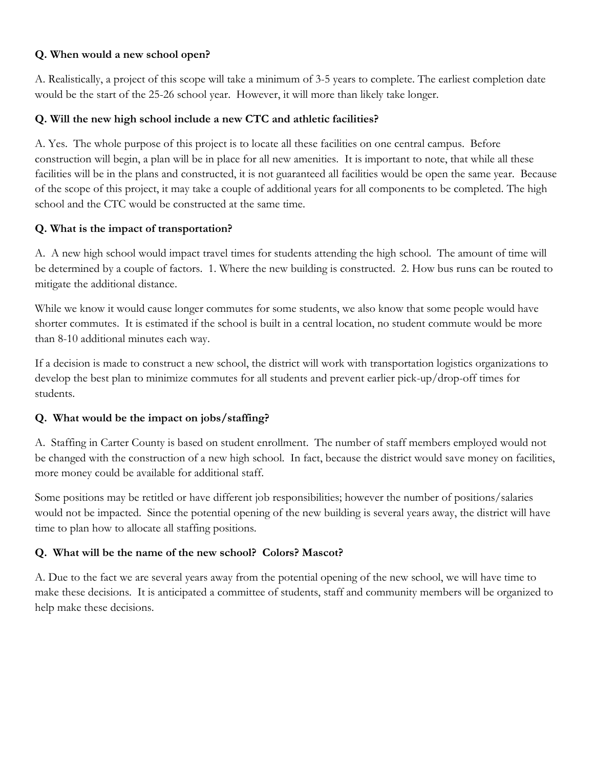**Q. When would a new school open?**

A. Realistically, a project of this scope will take a minimum of 3-5 years to complete. The earliest completion date would be the start of the 25-26 school year. However, it will more than likely take longer.

**Q. Will the new high school include a new CTC and athletic facilities?**

A. Yes. The whole purpose of this project is to locate all these facilities on one central campus. Before construction will begin, a plan will be in place for all new amenities. It is important to note, that while all these facilities will be in the plans and constructed, it is not guaranteed all facilities would be open the same year. Because of the scope of this project, it may take a couple of additional years for all components to be completed. The high school and the CTC would be constructed at the same time.

**Q. What is the impact of transportation?**

A. A new high school would impact travel times for students attending the high school. The amount of time will be determined by a couple of factors. 1. Where the new building is constructed. 2. How bus runs can be routed to mitigate the additional distance.

While we know it would cause longer commutes for some students, we also know that some people would have shorter commutes. It is estimated if the school is built in a central location, no student commute would be more than 8-10 additional minutes each way.

If a decision is made to construct a new school, the district will work with transportation logistics organizations to develop the best plan to minimize commutes for all students and prevent earlier pick-up/drop-off times for students.

**Q. What would be the impact on jobs/staffing?**

A. Staffing in Carter County is based on student enrollment. The number of staff members employed would not be changed with the construction of a new high school. In fact, because the district would save money on facilities, more money could be available for additional staff.

Some positions may be retitled or have different job responsibilities; however the number of positions/salaries would not be impacted. Since the potential opening of the new building is several years away, the district will have time to plan how to allocate all staffing positions.

**Q. What will be the name of the new school? Colors? Mascot?**

A. Due to the fact we are several years away from the potential opening of the new school, we will have time to make these decisions. It is anticipated a committee of students, staff and community members will be organized to help make these decisions.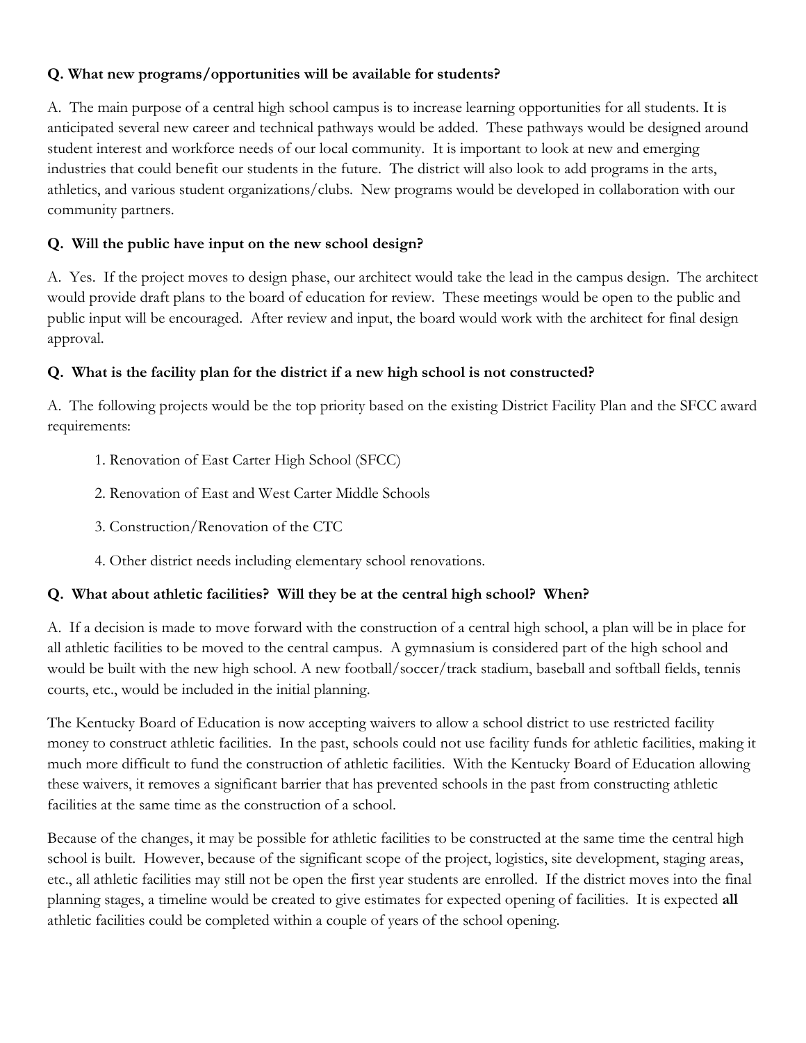**Q. What new programs/opportunities will be available for students?**

A. The main purpose of a central high school campus is to increase learning opportunities for all students. It is anticipated several new career and technical pathways would be added. These pathways would be designed around student interest and workforce needs of our local community. It is important to look at new and emerging industries that could benefit our students in the future. The district will also look to add programs in the arts, athletics, and various student organizations/clubs. New programs would be developed in collaboration with our community partners.

**Q. Will the public have input on the new school design?**

A. Yes. If the project moves to design phase, our architect would take the lead in the campus design. The architect would provide draft plans to the board of education for review. These meetings would be open to the public and public input will be encouraged. After review and input, the board would work with the architect for final design approval.

**Q. What is the facility plan for the district if a new high school is not constructed?**

A. The following projects would be the top priority based on the existing District Facility Plan and the SFCC award requirements:

1. Renovation of East Carter High School (SFCC)
2. Renovation of East and West Carter Middle Schools
3. Construction/Renovation of the CTC
4. Other district needs including elementary school renovations.

**Q. What about athletic facilities? Will they be at the central high school? When?**

A. If a decision is made to move forward with the construction of a central high school, a plan will be in place for all athletic facilities to be moved to the central campus. A gymnasium is considered part of the high school and would be built with the new high school. A new football/soccer/track stadium, baseball and softball fields, tennis courts, etc., would be included in the initial planning.

The Kentucky Board of Education is now accepting waivers to allow a school district to use restricted facility money to construct athletic facilities. In the past, schools could not use facility funds for athletic facilities, making it much more difficult to fund the construction of athletic facilities. With the Kentucky Board of Education allowing these waivers, it removes a significant barrier that has prevented schools in the past from constructing athletic facilities at the same time as the construction of a school.

Because of the changes, it may be possible for athletic facilities to be constructed at the same time the central high school is built. However, because of the significant scope of the project, logistics, site development, staging areas, etc., all athletic facilities may still not be open the first year students are enrolled. If the district moves into the final planning stages, a timeline would be created to give estimates for expected opening of facilities. It is expected **all** athletic facilities could be completed within a couple of years of the school opening.